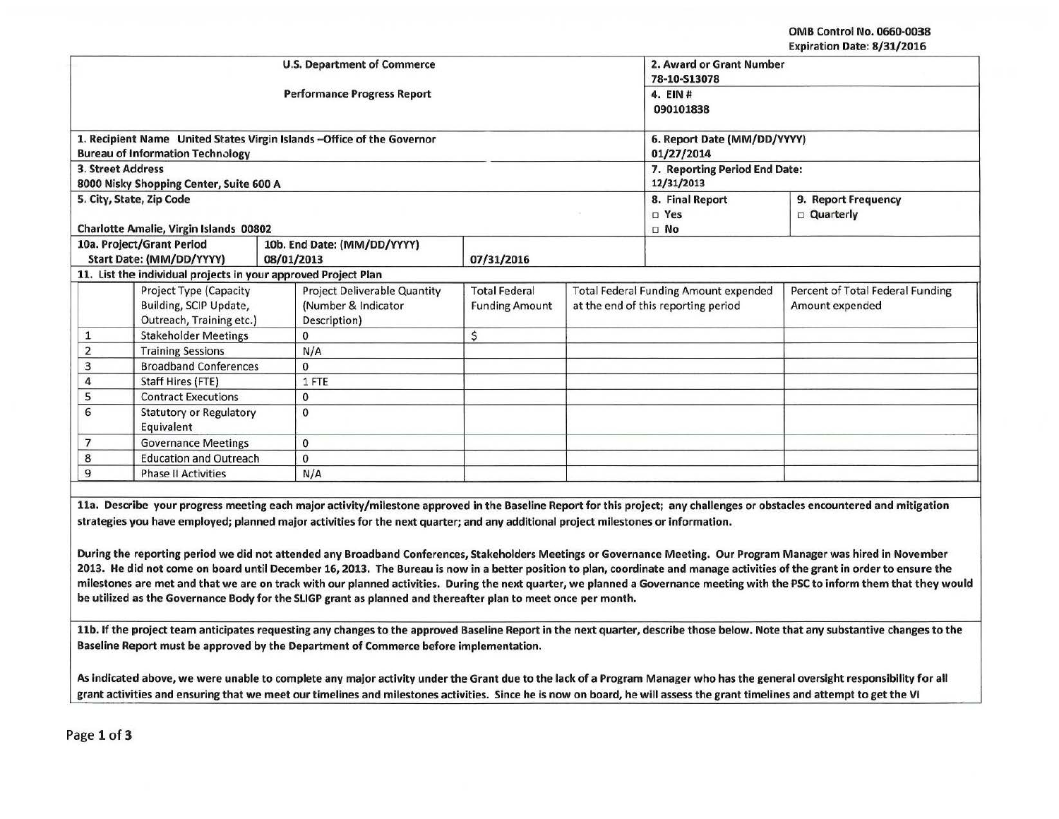OMB Control No. 0660-0038
Expiration Date: 8/31/2016

| U.S. Department of Commerce<br>Performance Progress Report | 2. Award or Grant Number<br>78-10-S13078<br>4. EIN #<br>090101838 | |
|---|---|---|
| 1. Recipient Name United States Virgin Islands –Office of the Governor Bureau of Information Technology | 6. Report Date (MM/DD/YYYY)<br>01/27/2014 | |
| 3. Street Address<br>8000 Nisky Shopping Center, Suite 600 A | 7. Reporting Period End Date:<br>12/31/2013 | |
| 5. City, State, Zip Code<br>Charlotte Amalie, Virgin Islands 00802 | 8. Final Report<br>□ Yes<br>□ No | 9. Report Frequency<br>□ Quarterly |
| 10a. Project/Grant Period Start Date: (MM/DD/YYYY) 08/01/2013 | 10b. End Date: (MM/DD/YYYY) 07/31/2016 | |

**11. List the individual projects in your approved Project Plan**

| | Project Type (Capacity Building, SCIP Update, Outreach, Training etc.) | Project Deliverable Quantity (Number & Indicator Description) | Total Federal Funding Amount | Total Federal Funding Amount expended at the end of this reporting period | Percent of Total Federal Funding Amount expended |
|---|---|---|---|---|---|
| 1 | Stakeholder Meetings | 0 | $ | | |
| 2 | Training Sessions | N/A | | | |
| 3 | Broadband Conferences | 0 | | | |
| 4 | Staff Hires (FTE) | 1 FTE | | | |
| 5 | Contract Executions | 0 | | | |
| 6 | Statutory or Regulatory Equivalent | 0 | | | |
| 7 | Governance Meetings | 0 | | | |
| 8 | Education and Outreach | 0 | | | |
| 9 | Phase II Activities | N/A | | | |

**11a. Describe your progress meeting each major activity/milestone approved in the Baseline Report for this project; any challenges or obstacles encountered and mitigation strategies you have employed; planned major activities for the next quarter; and any additional project milestones or information.**

During the reporting period we did not attended any Broadband Conferences, Stakeholders Meetings or Governance Meeting. Our Program Manager was hired in November 2013. He did not come on board until December 16, 2013. The Bureau is now in a better position to plan, coordinate and manage activities of the grant in order to ensure the milestones are met and that we are on track with our planned activities. During the next quarter, we planned a Governance meeting with the PSC to inform them that they would be utilized as the Governance Body for the SLIGP grant as planned and thereafter plan to meet once per month.

**11b. If the project team anticipates requesting any changes to the approved Baseline Report in the next quarter, describe those below. Note that any substantive changes to the Baseline Report must be approved by the Department of Commerce before implementation.**

As indicated above, we were unable to complete any major activity under the Grant due to the lack of a Program Manager who has the general oversight responsibility for all grant activities and ensuring that we meet our timelines and milestones activities. Since he is now on board, he will assess the grant timelines and attempt to get the VI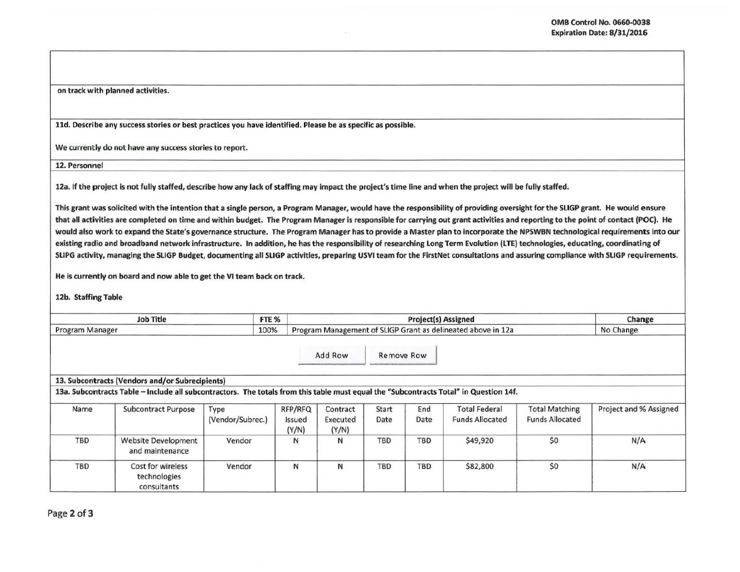on track with planned activities.

**11d. Describe any success stories or best practices you have identified. Please be as specific as possible.**

We currently do not have any success stories to report.

**12. Personnel**

**12a. If the project is not fully staffed, describe how any lack of staffing may impact the project's time line and when the project will be fully staffed.**

This grant was solicited with the intention that a single person, a Program Manager, would have the responsibility of providing oversight for the SLIGP grant. He would ensure that all activities are completed on time and within budget. The Program Manager is responsible for carrying out grant activities and reporting to the point of contact (POC). He would also work to expand the State's governance structure. The Program Manager has to provide a Master plan to incorporate the NPSWBN technological requirements into our existing radio and broadband network infrastructure. In addition, he has the responsibility of researching Long Term Evolution (LTE) technologies, educating, coordinating of SLIPG activity, managing the SLIGP Budget, documenting all SLIGP activities, preparing USVI team for the FirstNet consultations and assuring compliance with SLIGP requirements.

He is currently on board and now able to get the VI team back on track.

**12b. Staffing Table**

| Job Title | FTE % | Project(s) Assigned | Change |
|---|---|---|---|
| Program Manager | 100% | Program Management of SLIGP Grant as delineated above in 12a | No Change |

**13. Subcontracts (Vendors and/or Subrecipients)**

**13a. Subcontracts Table – Include all subcontractors. The totals from this table must equal the "Subcontracts Total" in Question 14f.**

| Name | Subcontract Purpose | Type (Vendor/Subrec.) | RFP/RFQ Issued (Y/N) | Contract Executed (Y/N) | Start Date | End Date | Total Federal Funds Allocated | Total Matching Funds Allocated | Project and % Assigned |
|---|---|---|---|---|---|---|---|---|---|
| TBD | Website Development and maintenance | Vendor | N | N | TBD | TBD | $49,920 | $0 | N/A |
| TBD | Cost for wireless technologies consultants | Vendor | N | N | TBD | TBD | $82,800 | $0 | N/A |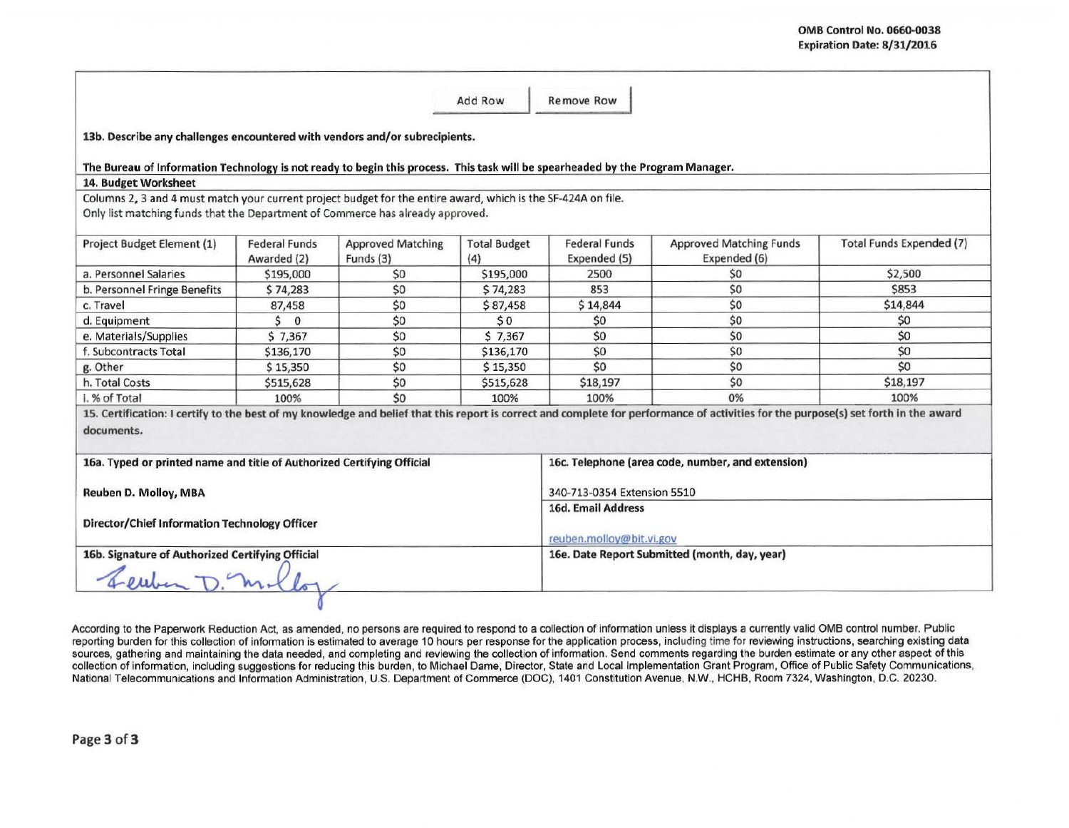OMB Control No. 0660-0038
Expiration Date: 8/31/2016

Add Row | Remove Row

**13b. Describe any challenges encountered with vendors and/or subrecipients.**

**The Bureau of Information Technology is not ready to begin this process. This task will be spearheaded by the Program Manager.**

**14. Budget Worksheet**

Columns 2, 3 and 4 must match your current project budget for the entire award, which is the SF-424A on file.
Only list matching funds that the Department of Commerce has already approved.

| Project Budget Element (1) | Federal Funds Awarded (2) | Approved Matching Funds (3) | Total Budget (4) | Federal Funds Expended (5) | Approved Matching Funds Expended (6) | Total Funds Expended (7) |
|---|---|---|---|---|---|---|
| a. Personnel Salaries | $195,000 | $0 | $195,000 | 2500 | $0 | $2,500 |
| b. Personnel Fringe Benefits | $ 74,283 | $0 | $ 74,283 | 853 | $0 | $853 |
| c. Travel | 87,458 | $0 | $ 87,458 | $ 14,844 | $0 | $14,844 |
| d. Equipment | $ 0 | $0 | $ 0 | $0 | $0 | $0 |
| e. Materials/Supplies | $ 7,367 | $0 | $ 7,367 | $0 | $0 | $0 |
| f. Subcontracts Total | $136,170 | $0 | $136,170 | $0 | $0 | $0 |
| g. Other | $ 15,350 | $0 | $ 15,350 | $0 | $0 | $0 |
| h. Total Costs | $515,628 | $0 | $515,628 | $18,197 | $0 | $18,197 |
| i. % of Total | 100% | $0 | 100% | 100% | 0% | 100% |

**15. Certification: I certify to the best of my knowledge and belief that this report is correct and complete for performance of activities for the purpose(s) set forth in the award documents.**

**16a. Typed or printed name and title of Authorized Certifying Official**

**Reuben D. Molloy, MBA**

**Director/Chief Information Technology Officer**

**16b. Signature of Authorized Certifying Official**

Reuben D. Molloy

**16c. Telephone (area code, number, and extension)**

340-713-0354 Extension 5510

**16d. Email Address**

reuben.molloy@bit.vi.gov

**16e. Date Report Submitted (month, day, year)**

According to the Paperwork Reduction Act, as amended, no persons are required to respond to a collection of information unless it displays a currently valid OMB control number. Public reporting burden for this collection of information is estimated to average 10 hours per response for the application process, including time for reviewing instructions, searching existing data sources, gathering and maintaining the data needed, and completing and reviewing the collection of information. Send comments regarding the burden estimate or any other aspect of this collection of information, including suggestions for reducing this burden, to Michael Dame, Director, State and Local Implementation Grant Program, Office of Public Safety Communications, National Telecommunications and Information Administration, U.S. Department of Commerce (DOC), 1401 Constitution Avenue, N.W., HCHB, Room 7324, Washington, D.C. 20230.